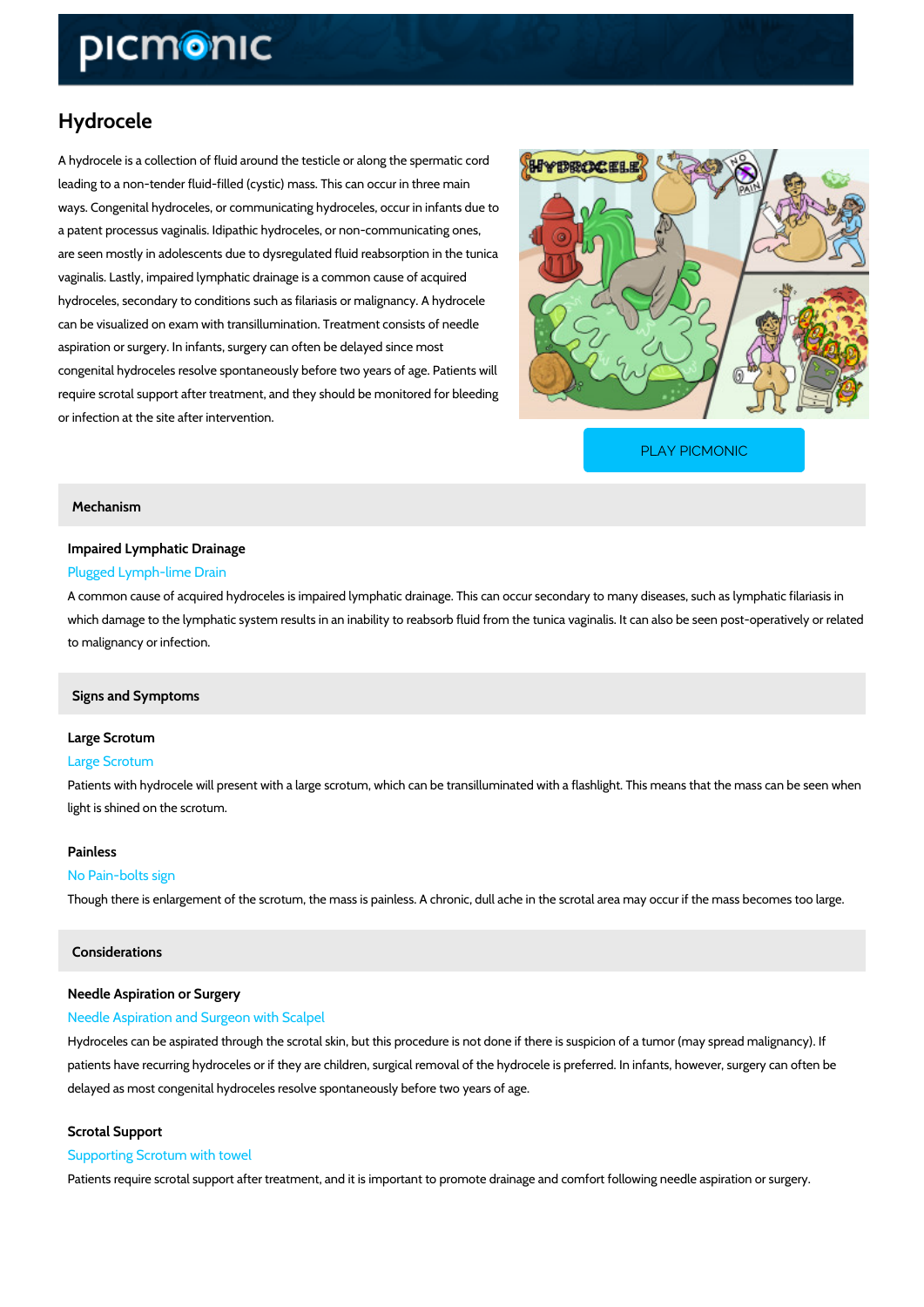# Hydrocele

A hydrocele is a collection of fluid around the testicle or along the spermatic cord leading to a non-tender fluid-filled (cystic) mass. This can occur in three main ways. Congenital hydroceles, or communicating hydroceles, occur in infants due to a patent processus vaginalis. Idipathic hydroceles, or non-communicating ones, are seen mostly in adolescents due to dysregulated fluid reabsorption in the tunica vaginalis. Lastly, impaired lymphatic drainage is a common cause of acquired hydroceles, secondary to conditions such as filariasis or malignancy. A hydrocele can be visualized on exam with transillumination. Treatment consists of needle aspiration or surgery. In infants, surgery can often be delayed since most congenital hydroceles resolve spontaneously before two years of age. Patients will require scrotal support after treatment, and they should be monitored for bleeding or infection at the site after intervention.

PLAY PICMONIC

## Mechanism

### Impaired Lymphatic Drainage

Plugged Lymph-lime Drain

A common cause of acquired hydroceles is impaired lymphatic drainage. This can occur secondary to many diseases, such as lymphatic filariasis in which damage to the lymphatic system results in an inability to reabsorb fluid from the tunica vaginalis. It can also be seen post-operatively or related to malignancy or infection.

## Signs and Symptoms

### Large Scrotum

Large Scrotum

Patients with hydrocele will present with a large scrotum, which can be transilluminated with a flashlight. This means that the mass can be seen when light is shined on the scrotum.

### Painless

No Pain-bolts sign

Though there is enlargement of the scrotum, the mass is painless. A chronic, dull ache in the scrotal area may occur if the mass becomes too large.

## Considerations

### Needle Aspiration or Surgery

Needle Aspiration and Surgeon with Scalpel

Hydroceles can be aspirated through the scrotal skin, but this procedure is not done if there is suspicion of a tumor (may spread malignancy). If patients have recurring hydroceles or if they are children, surgical removal of the hydrocele is preferred. In infants, however, surgery can often be delayed as most congenital hydroceles resolve spontaneously before two years of age.

### Scrotal Support

Supporting Scrotum with towel

Patients require scrotal support after treatment, and it is important to promote drainage and comfort following needle aspiration or surgery.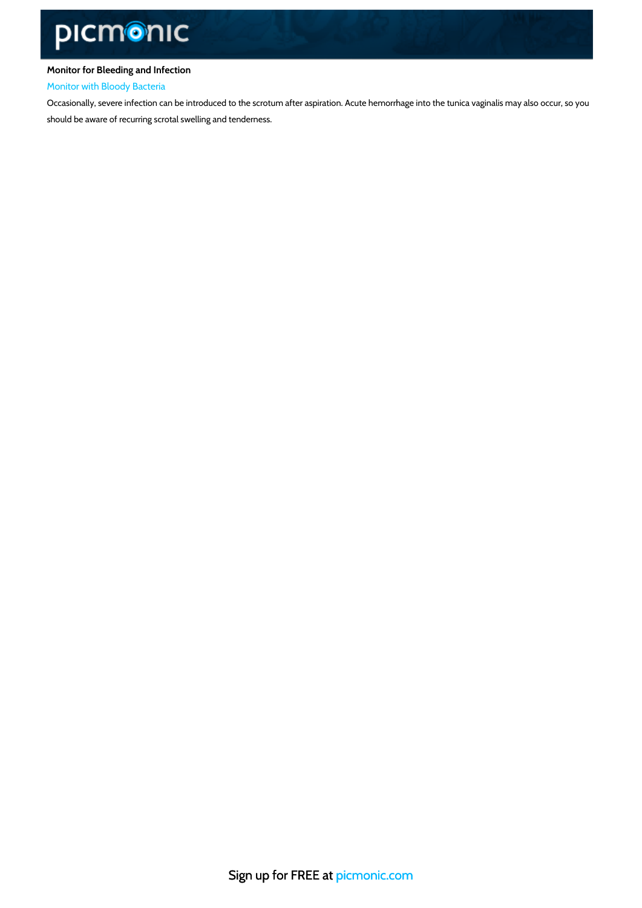**Monitor for Bleeding and Infection**

Monitor with Bloody Bacteria

Occasionally, severe infection can be introduced to the scrotum after aspiration. Acute hemorrhage into the tunica vaginalis may also occur, so you should be aware of recurring scrotal swelling and tenderness.